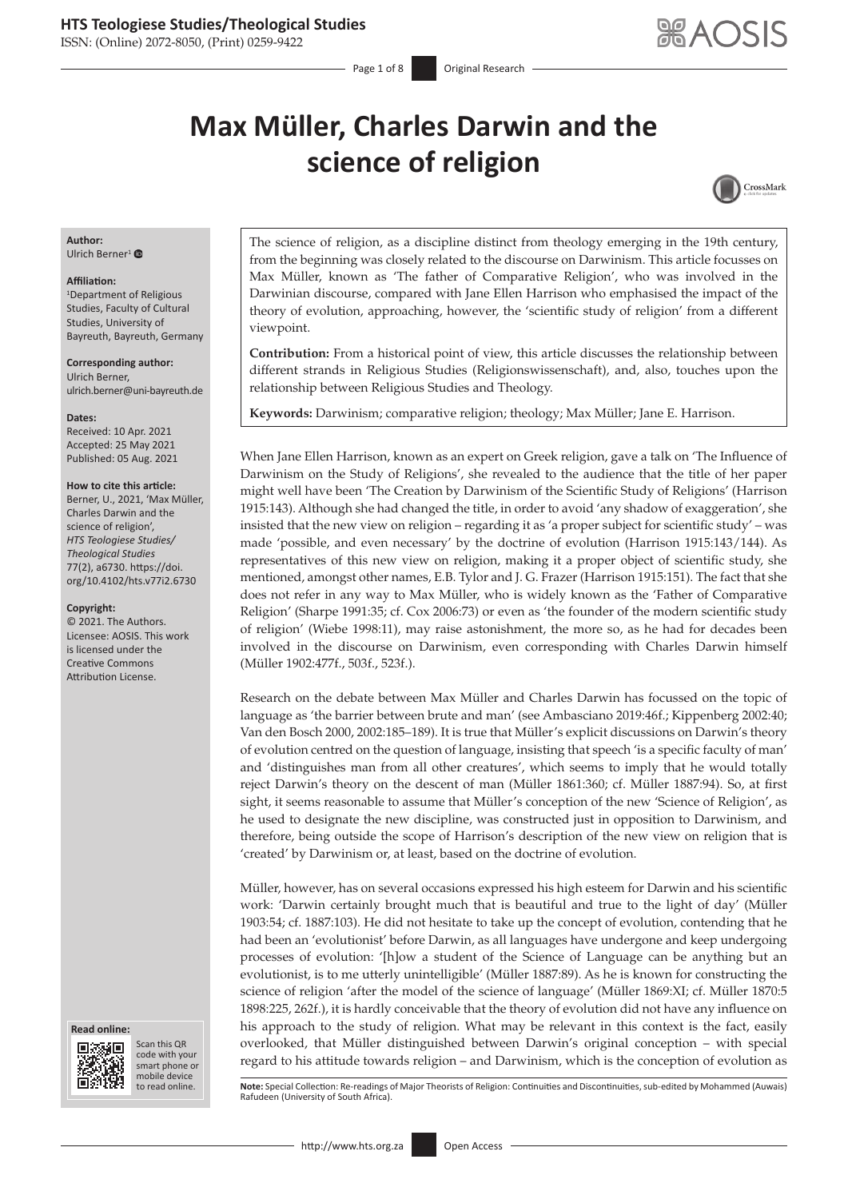# Max Müller, Charles Darwin and the science of religion

**Author:**
Ulrich Berner[1]

**Affiliation:**
[1]Department of Religious Studies, Faculty of Cultural Studies, University of Bayreuth, Bayreuth, Germany

**Corresponding author:**
Ulrich Berner,
ulrich.berner@uni-bayreuth.de

**Dates:**
Received: 10 Apr. 2021
Accepted: 25 May 2021
Published: 05 Aug. 2021

**How to cite this article:**
Berner, U., 2021, 'Max Müller, Charles Darwin and the science of religion', *HTS Teologiese Studies/Theological Studies* 77(2), a6730. https://doi.org/10.4102/hts.v77i2.6730

**Copyright:**
© 2021. The Authors. Licensee: AOSIS. This work is licensed under the Creative Commons Attribution License.

The science of religion, as a discipline distinct from theology emerging in the 19th century, from the beginning was closely related to the discourse on Darwinism. This article focusses on Max Müller, known as 'The father of Comparative Religion', who was involved in the Darwinian discourse, compared with Jane Ellen Harrison who emphasised the impact of the theory of evolution, approaching, however, the 'scientific study of religion' from a different viewpoint.

**Contribution:** From a historical point of view, this article discusses the relationship between different strands in Religious Studies (Religionswissenschaft), and, also, touches upon the relationship between Religious Studies and Theology.

**Keywords:** Darwinism; comparative religion; theology; Max Müller; Jane E. Harrison.

When Jane Ellen Harrison, known as an expert on Greek religion, gave a talk on 'The Influence of Darwinism on the Study of Religions', she revealed to the audience that the title of her paper might well have been 'The Creation by Darwinism of the Scientific Study of Religions' (Harrison 1915:143). Although she had changed the title, in order to avoid 'any shadow of exaggeration', she insisted that the new view on religion – regarding it as 'a proper subject for scientific study' – was made 'possible, and even necessary' by the doctrine of evolution (Harrison 1915:143/144). As representatives of this new view on religion, making it a proper object of scientific study, she mentioned, amongst other names, E.B. Tylor and J. G. Frazer (Harrison 1915:151). The fact that she does not refer in any way to Max Müller, who is widely known as the 'Father of Comparative Religion' (Sharpe 1991:35; cf. Cox 2006:73) or even as 'the founder of the modern scientific study of religion' (Wiebe 1998:11), may raise astonishment, the more so, as he had for decades been involved in the discourse on Darwinism, even corresponding with Charles Darwin himself (Müller 1902:477f., 503f., 523f.).

Research on the debate between Max Müller and Charles Darwin has focussed on the topic of language as 'the barrier between brute and man' (see Ambasciano 2019:46f.; Kippenberg 2002:40; Van den Bosch 2000, 2002:185–189). It is true that Müller's explicit discussions on Darwin's theory of evolution centred on the question of language, insisting that speech 'is a specific faculty of man' and 'distinguishes man from all other creatures', which seems to imply that he would totally reject Darwin's theory on the descent of man (Müller 1861:360; cf. Müller 1887:94). So, at first sight, it seems reasonable to assume that Müller's conception of the new 'Science of Religion', as he used to designate the new discipline, was constructed just in opposition to Darwinism, and therefore, being outside the scope of Harrison's description of the new view on religion that is 'created' by Darwinism or, at least, based on the doctrine of evolution.

Müller, however, has on several occasions expressed his high esteem for Darwin and his scientific work: 'Darwin certainly brought much that is beautiful and true to the light of day' (Müller 1903:54; cf. 1887:103). He did not hesitate to take up the concept of evolution, contending that he had been an 'evolutionist' before Darwin, as all languages have undergone and keep undergoing processes of evolution: '[h]ow a student of the Science of Language can be anything but an evolutionist, is to me utterly unintelligible' (Müller 1887:89). As he is known for constructing the science of religion 'after the model of the science of language' (Müller 1869:XI; cf. Müller 1870:5 1898:225, 262f.), it is hardly conceivable that the theory of evolution did not have any influence on his approach to the study of religion. What may be relevant in this context is the fact, easily overlooked, that Müller distinguished between Darwin's original conception – with special regard to his attitude towards religion – and Darwinism, which is the conception of evolution as

**Note:** Special Collection: Re-readings of Major Theorists of Religion: Continuities and Discontinuities, sub-edited by Mohammed (Auwais) Rafudeen (University of South Africa).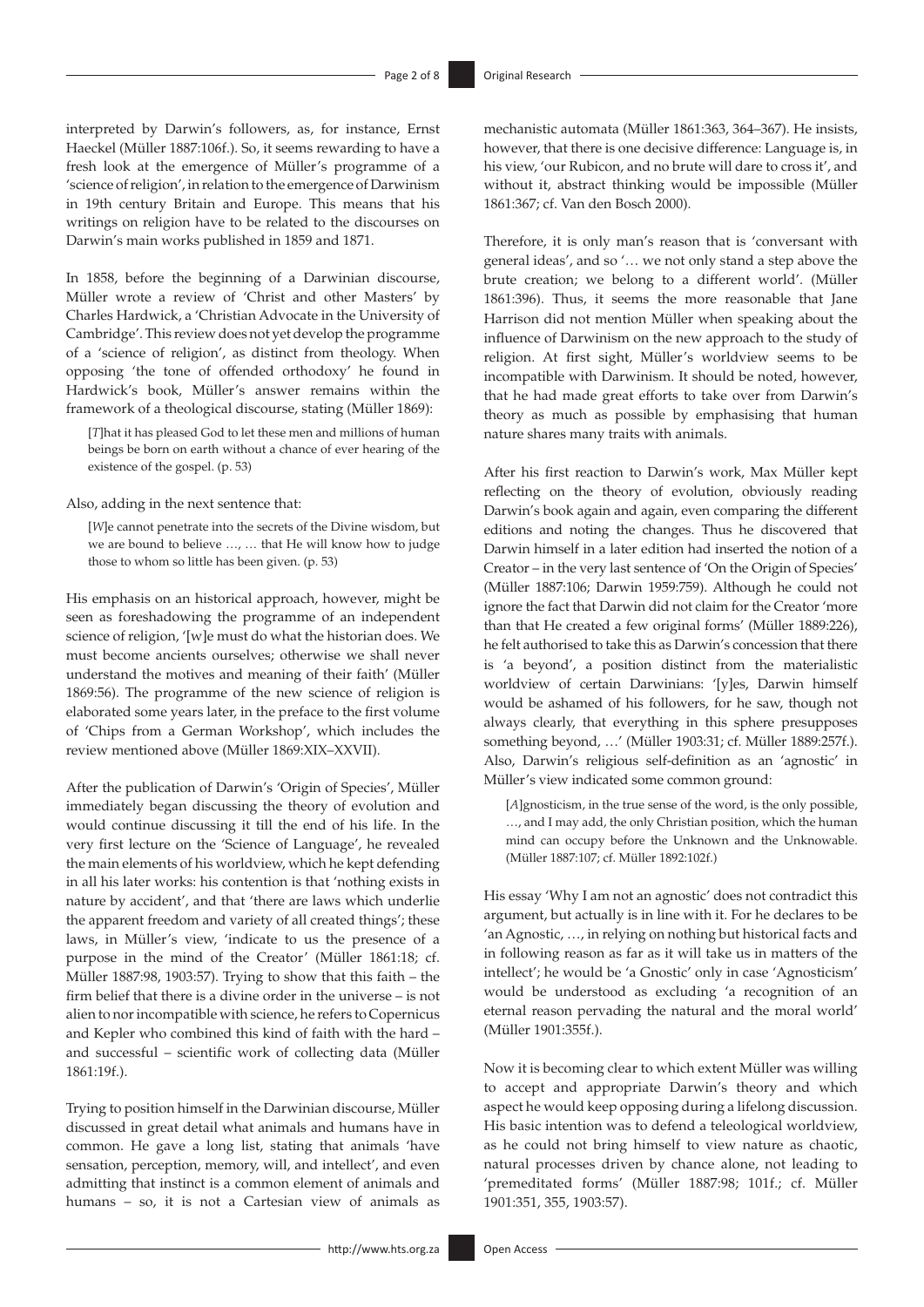interpreted by Darwin's followers, as, for instance, Ernst Haeckel (Müller 1887:106f.). So, it seems rewarding to have a fresh look at the emergence of Müller's programme of a 'science of religion', in relation to the emergence of Darwinism in 19th century Britain and Europe. This means that his writings on religion have to be related to the discourses on Darwin's main works published in 1859 and 1871.

In 1858, before the beginning of a Darwinian discourse, Müller wrote a review of 'Christ and other Masters' by Charles Hardwick, a 'Christian Advocate in the University of Cambridge'. This review does not yet develop the programme of a 'science of religion', as distinct from theology. When opposing 'the tone of offended orthodoxy' he found in Hardwick's book, Müller's answer remains within the framework of a theological discourse, stating (Müller 1869):

> [*T*]hat it has pleased God to let these men and millions of human beings be born on earth without a chance of ever hearing of the existence of the gospel. (p. 53)

Also, adding in the next sentence that:

> [*W*]e cannot penetrate into the secrets of the Divine wisdom, but we are bound to believe …, … that He will know how to judge those to whom so little has been given. (p. 53)

His emphasis on an historical approach, however, might be seen as foreshadowing the programme of an independent science of religion, '[w]e must do what the historian does. We must become ancients ourselves; otherwise we shall never understand the motives and meaning of their faith' (Müller 1869:56). The programme of the new science of religion is elaborated some years later, in the preface to the first volume of 'Chips from a German Workshop', which includes the review mentioned above (Müller 1869:XIX–XXVII).

After the publication of Darwin's 'Origin of Species', Müller immediately began discussing the theory of evolution and would continue discussing it till the end of his life. In the very first lecture on the 'Science of Language', he revealed the main elements of his worldview, which he kept defending in all his later works: his contention is that 'nothing exists in nature by accident', and that 'there are laws which underlie the apparent freedom and variety of all created things'; these laws, in Müller's view, 'indicate to us the presence of a purpose in the mind of the Creator' (Müller 1861:18; cf. Müller 1887:98, 1903:57). Trying to show that this faith – the firm belief that there is a divine order in the universe – is not alien to nor incompatible with science, he refers to Copernicus and Kepler who combined this kind of faith with the hard – and successful – scientific work of collecting data (Müller 1861:19f.).

Trying to position himself in the Darwinian discourse, Müller discussed in great detail what animals and humans have in common. He gave a long list, stating that animals 'have sensation, perception, memory, will, and intellect', and even admitting that instinct is a common element of animals and humans – so, it is not a Cartesian view of animals as mechanistic automata (Müller 1861:363, 364–367). He insists, however, that there is one decisive difference: Language is, in his view, 'our Rubicon, and no brute will dare to cross it', and without it, abstract thinking would be impossible (Müller 1861:367; cf. Van den Bosch 2000).

Therefore, it is only man's reason that is 'conversant with general ideas', and so '… we not only stand a step above the brute creation; we belong to a different world'. (Müller 1861:396). Thus, it seems the more reasonable that Jane Harrison did not mention Müller when speaking about the influence of Darwinism on the new approach to the study of religion. At first sight, Müller's worldview seems to be incompatible with Darwinism. It should be noted, however, that he had made great efforts to take over from Darwin's theory as much as possible by emphasising that human nature shares many traits with animals.

After his first reaction to Darwin's work, Max Müller kept reflecting on the theory of evolution, obviously reading Darwin's book again and again, even comparing the different editions and noting the changes. Thus he discovered that Darwin himself in a later edition had inserted the notion of a Creator – in the very last sentence of 'On the Origin of Species' (Müller 1887:106; Darwin 1959:759). Although he could not ignore the fact that Darwin did not claim for the Creator 'more than that He created a few original forms' (Müller 1889:226), he felt authorised to take this as Darwin's concession that there is 'a beyond', a position distinct from the materialistic worldview of certain Darwinians: '[y]es, Darwin himself would be ashamed of his followers, for he saw, though not always clearly, that everything in this sphere presupposes something beyond, …' (Müller 1903:31; cf. Müller 1889:257f.). Also, Darwin's religious self-definition as an 'agnostic' in Müller's view indicated some common ground:

> [*A*]gnosticism, in the true sense of the word, is the only possible, …, and I may add, the only Christian position, which the human mind can occupy before the Unknown and the Unknowable. (Müller 1887:107; cf. Müller 1892:102f.)

His essay 'Why I am not an agnostic' does not contradict this argument, but actually is in line with it. For he declares to be 'an Agnostic, …, in relying on nothing but historical facts and in following reason as far as it will take us in matters of the intellect'; he would be 'a Gnostic' only in case 'Agnosticism' would be understood as excluding 'a recognition of an eternal reason pervading the natural and the moral world' (Müller 1901:355f.).

Now it is becoming clear to which extent Müller was willing to accept and appropriate Darwin's theory and which aspect he would keep opposing during a lifelong discussion. His basic intention was to defend a teleological worldview, as he could not bring himself to view nature as chaotic, natural processes driven by chance alone, not leading to 'premeditated forms' (Müller 1887:98; 101f.; cf. Müller 1901:351, 355, 1903:57).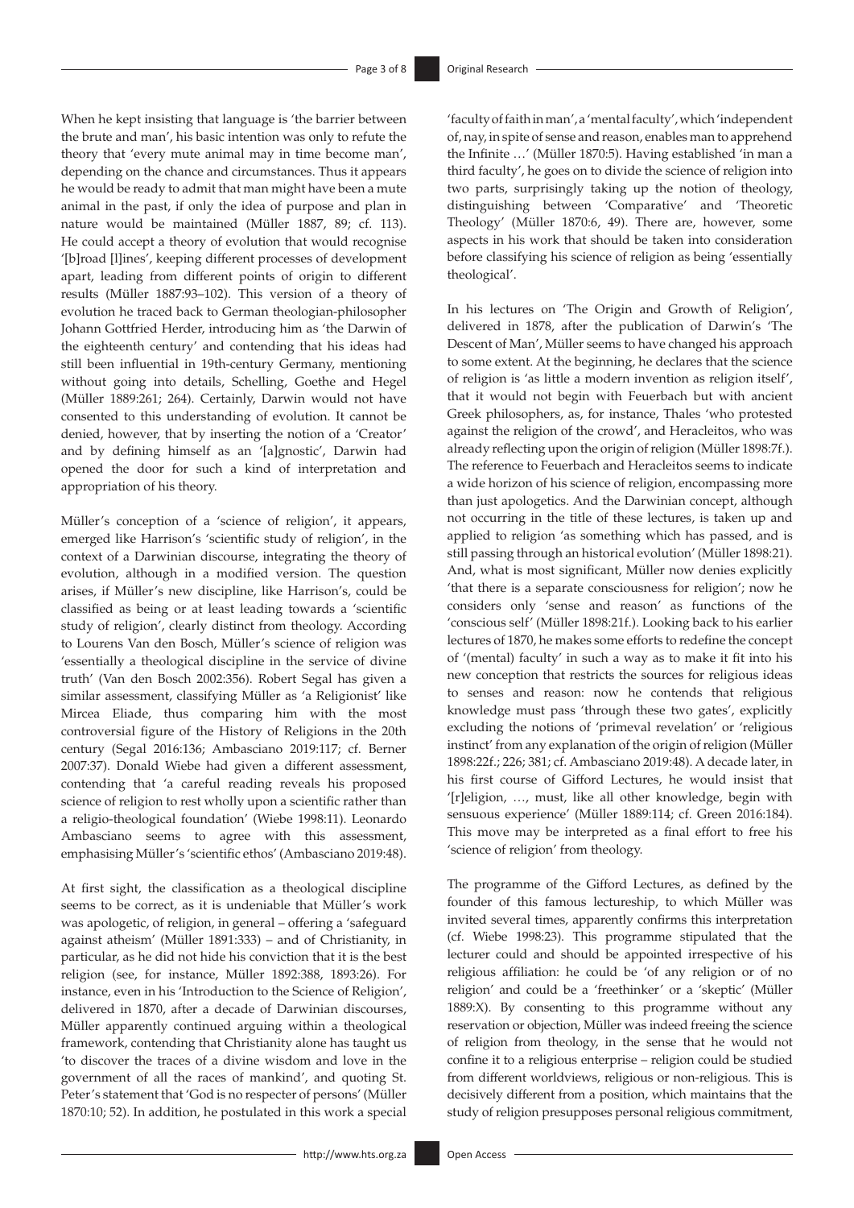When he kept insisting that language is 'the barrier between the brute and man', his basic intention was only to refute the theory that 'every mute animal may in time become man', depending on the chance and circumstances. Thus it appears he would be ready to admit that man might have been a mute animal in the past, if only the idea of purpose and plan in nature would be maintained (Müller 1887, 89; cf. 113). He could accept a theory of evolution that would recognise '[b]road [l]ines', keeping different processes of development apart, leading from different points of origin to different results (Müller 1887:93–102). This version of a theory of evolution he traced back to German theologian-philosopher Johann Gottfried Herder, introducing him as 'the Darwin of the eighteenth century' and contending that his ideas had still been influential in 19th-century Germany, mentioning without going into details, Schelling, Goethe and Hegel (Müller 1889:261; 264). Certainly, Darwin would not have consented to this understanding of evolution. It cannot be denied, however, that by inserting the notion of a 'Creator' and by defining himself as an '[a]gnostic', Darwin had opened the door for such a kind of interpretation and appropriation of his theory.

Müller's conception of a 'science of religion', it appears, emerged like Harrison's 'scientific study of religion', in the context of a Darwinian discourse, integrating the theory of evolution, although in a modified version. The question arises, if Müller's new discipline, like Harrison's, could be classified as being or at least leading towards a 'scientific study of religion', clearly distinct from theology. According to Lourens Van den Bosch, Müller's science of religion was 'essentially a theological discipline in the service of divine truth' (Van den Bosch 2002:356). Robert Segal has given a similar assessment, classifying Müller as 'a Religionist' like Mircea Eliade, thus comparing him with the most controversial figure of the History of Religions in the 20th century (Segal 2016:136; Ambasciano 2019:117; cf. Berner 2007:37). Donald Wiebe had given a different assessment, contending that 'a careful reading reveals his proposed science of religion to rest wholly upon a scientific rather than a religio-theological foundation' (Wiebe 1998:11). Leonardo Ambasciano seems to agree with this assessment, emphasising Müller's 'scientific ethos' (Ambasciano 2019:48).

At first sight, the classification as a theological discipline seems to be correct, as it is undeniable that Müller's work was apologetic, of religion, in general – offering a 'safeguard against atheism' (Müller 1891:333) – and of Christianity, in particular, as he did not hide his conviction that it is the best religion (see, for instance, Müller 1892:388, 1893:26). For instance, even in his 'Introduction to the Science of Religion', delivered in 1870, after a decade of Darwinian discourses, Müller apparently continued arguing within a theological framework, contending that Christianity alone has taught us 'to discover the traces of a divine wisdom and love in the government of all the races of mankind', and quoting St. Peter's statement that 'God is no respecter of persons' (Müller 1870:10; 52). In addition, he postulated in this work a special 'faculty of faith in man', a 'mental faculty', which 'independent of, nay, in spite of sense and reason, enables man to apprehend the Infinite …' (Müller 1870:5). Having established 'in man a third faculty', he goes on to divide the science of religion into two parts, surprisingly taking up the notion of theology, distinguishing between 'Comparative' and 'Theoretic Theology' (Müller 1870:6, 49). There are, however, some aspects in his work that should be taken into consideration before classifying his science of religion as being 'essentially theological'.

In his lectures on 'The Origin and Growth of Religion', delivered in 1878, after the publication of Darwin's 'The Descent of Man', Müller seems to have changed his approach to some extent. At the beginning, he declares that the science of religion is 'as little a modern invention as religion itself', that it would not begin with Feuerbach but with ancient Greek philosophers, as, for instance, Thales 'who protested against the religion of the crowd', and Heracleitos, who was already reflecting upon the origin of religion (Müller 1898:7f.). The reference to Feuerbach and Heracleitos seems to indicate a wide horizon of his science of religion, encompassing more than just apologetics. And the Darwinian concept, although not occurring in the title of these lectures, is taken up and applied to religion 'as something which has passed, and is still passing through an historical evolution' (Müller 1898:21). And, what is most significant, Müller now denies explicitly 'that there is a separate consciousness for religion'; now he considers only 'sense and reason' as functions of the 'conscious self' (Müller 1898:21f.). Looking back to his earlier lectures of 1870, he makes some efforts to redefine the concept of '(mental) faculty' in such a way as to make it fit into his new conception that restricts the sources for religious ideas to senses and reason: now he contends that religious knowledge must pass 'through these two gates', explicitly excluding the notions of 'primeval revelation' or 'religious instinct' from any explanation of the origin of religion (Müller 1898:22f.; 226; 381; cf. Ambasciano 2019:48). A decade later, in his first course of Gifford Lectures, he would insist that '[r]eligion, …, must, like all other knowledge, begin with sensuous experience' (Müller 1889:114; cf. Green 2016:184). This move may be interpreted as a final effort to free his 'science of religion' from theology.

The programme of the Gifford Lectures, as defined by the founder of this famous lectureship, to which Müller was invited several times, apparently confirms this interpretation (cf. Wiebe 1998:23). This programme stipulated that the lecturer could and should be appointed irrespective of his religious affiliation: he could be 'of any religion or of no religion' and could be a 'freethinker' or a 'skeptic' (Müller 1889:X). By consenting to this programme without any reservation or objection, Müller was indeed freeing the science of religion from theology, in the sense that he would not confine it to a religious enterprise – religion could be studied from different worldviews, religious or non-religious. This is decisively different from a position, which maintains that the study of religion presupposes personal religious commitment,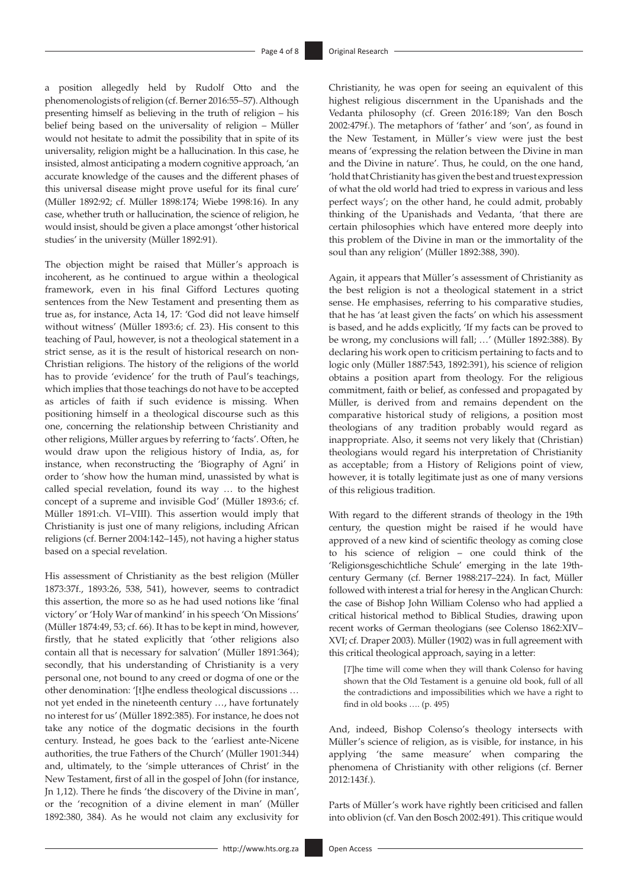a position allegedly held by Rudolf Otto and the phenomenologists of religion (cf. Berner 2016:55–57). Although presenting himself as believing in the truth of religion – his belief being based on the universality of religion – Müller would not hesitate to admit the possibility that in spite of its universality, religion might be a hallucination. In this case, he insisted, almost anticipating a modern cognitive approach, 'an accurate knowledge of the causes and the different phases of this universal disease might prove useful for its final cure' (Müller 1892:92; cf. Müller 1898:174; Wiebe 1998:16). In any case, whether truth or hallucination, the science of religion, he would insist, should be given a place amongst 'other historical studies' in the university (Müller 1892:91).

The objection might be raised that Müller's approach is incoherent, as he continued to argue within a theological framework, even in his final Gifford Lectures quoting sentences from the New Testament and presenting them as true as, for instance, Acta 14, 17: 'God did not leave himself without witness' (Müller 1893:6; cf. 23). His consent to this teaching of Paul, however, is not a theological statement in a strict sense, as it is the result of historical research on non-Christian religions. The history of the religions of the world has to provide 'evidence' for the truth of Paul's teachings, which implies that those teachings do not have to be accepted as articles of faith if such evidence is missing. When positioning himself in a theological discourse such as this one, concerning the relationship between Christianity and other religions, Müller argues by referring to 'facts'. Often, he would draw upon the religious history of India, as, for instance, when reconstructing the 'Biography of Agni' in order to 'show how the human mind, unassisted by what is called special revelation, found its way … to the highest concept of a supreme and invisible God' (Müller 1893:6; cf. Müller 1891:ch. VI–VIII). This assertion would imply that Christianity is just one of many religions, including African religions (cf. Berner 2004:142–145), not having a higher status based on a special revelation.

His assessment of Christianity as the best religion (Müller 1873:37f., 1893:26, 538, 541), however, seems to contradict this assertion, the more so as he had used notions like 'final victory' or 'Holy War of mankind' in his speech 'On Missions' (Müller 1874:49, 53; cf. 66). It has to be kept in mind, however, firstly, that he stated explicitly that 'other religions also contain all that is necessary for salvation' (Müller 1891:364); secondly, that his understanding of Christianity is a very personal one, not bound to any creed or dogma of one or the other denomination: '[t]he endless theological discussions … not yet ended in the nineteenth century …, have fortunately no interest for us' (Müller 1892:385). For instance, he does not take any notice of the dogmatic decisions in the fourth century. Instead, he goes back to the 'earliest ante-Nicene authorities, the true Fathers of the Church' (Müller 1901:344) and, ultimately, to the 'simple utterances of Christ' in the New Testament, first of all in the gospel of John (for instance, Jn 1,12). There he finds 'the discovery of the Divine in man', or the 'recognition of a divine element in man' (Müller 1892:380, 384). As he would not claim any exclusivity for Christianity, he was open for seeing an equivalent of this highest religious discernment in the Upanishads and the Vedanta philosophy (cf. Green 2016:189; Van den Bosch 2002:479f.). The metaphors of 'father' and 'son', as found in the New Testament, in Müller's view were just the best means of 'expressing the relation between the Divine in man and the Divine in nature'. Thus, he could, on the one hand, 'hold that Christianity has given the best and truest expression of what the old world had tried to express in various and less perfect ways'; on the other hand, he could admit, probably thinking of the Upanishads and Vedanta, 'that there are certain philosophies which have entered more deeply into this problem of the Divine in man or the immortality of the soul than any religion' (Müller 1892:388, 390).

Again, it appears that Müller's assessment of Christianity as the best religion is not a theological statement in a strict sense. He emphasises, referring to his comparative studies, that he has 'at least given the facts' on which his assessment is based, and he adds explicitly, 'If my facts can be proved to be wrong, my conclusions will fall; …' (Müller 1892:388). By declaring his work open to criticism pertaining to facts and to logic only (Müller 1887:543, 1892:391), his science of religion obtains a position apart from theology. For the religious commitment, faith or belief, as confessed and propagated by Müller, is derived from and remains dependent on the comparative historical study of religions, a position most theologians of any tradition probably would regard as inappropriate. Also, it seems not very likely that (Christian) theologians would regard his interpretation of Christianity as acceptable; from a History of Religions point of view, however, it is totally legitimate just as one of many versions of this religious tradition.

With regard to the different strands of theology in the 19th century, the question might be raised if he would have approved of a new kind of scientific theology as coming close to his science of religion – one could think of the 'Religionsgeschichtliche Schule' emerging in the late 19th-century Germany (cf. Berner 1988:217–224). In fact, Müller followed with interest a trial for heresy in the Anglican Church: the case of Bishop John William Colenso who had applied a critical historical method to Biblical Studies, drawing upon recent works of German theologians (see Colenso 1862:XIV–XVI; cf. Draper 2003). Müller (1902) was in full agreement with this critical theological approach, saying in a letter:

> [*T*]he time will come when they will thank Colenso for having shown that the Old Testament is a genuine old book, full of all the contradictions and impossibilities which we have a right to find in old books …. (p. 495)

And, indeed, Bishop Colenso's theology intersects with Müller's science of religion, as is visible, for instance, in his applying 'the same measure' when comparing the phenomena of Christianity with other religions (cf. Berner 2012:143f.).

Parts of Müller's work have rightly been criticised and fallen into oblivion (cf. Van den Bosch 2002:491). This critique would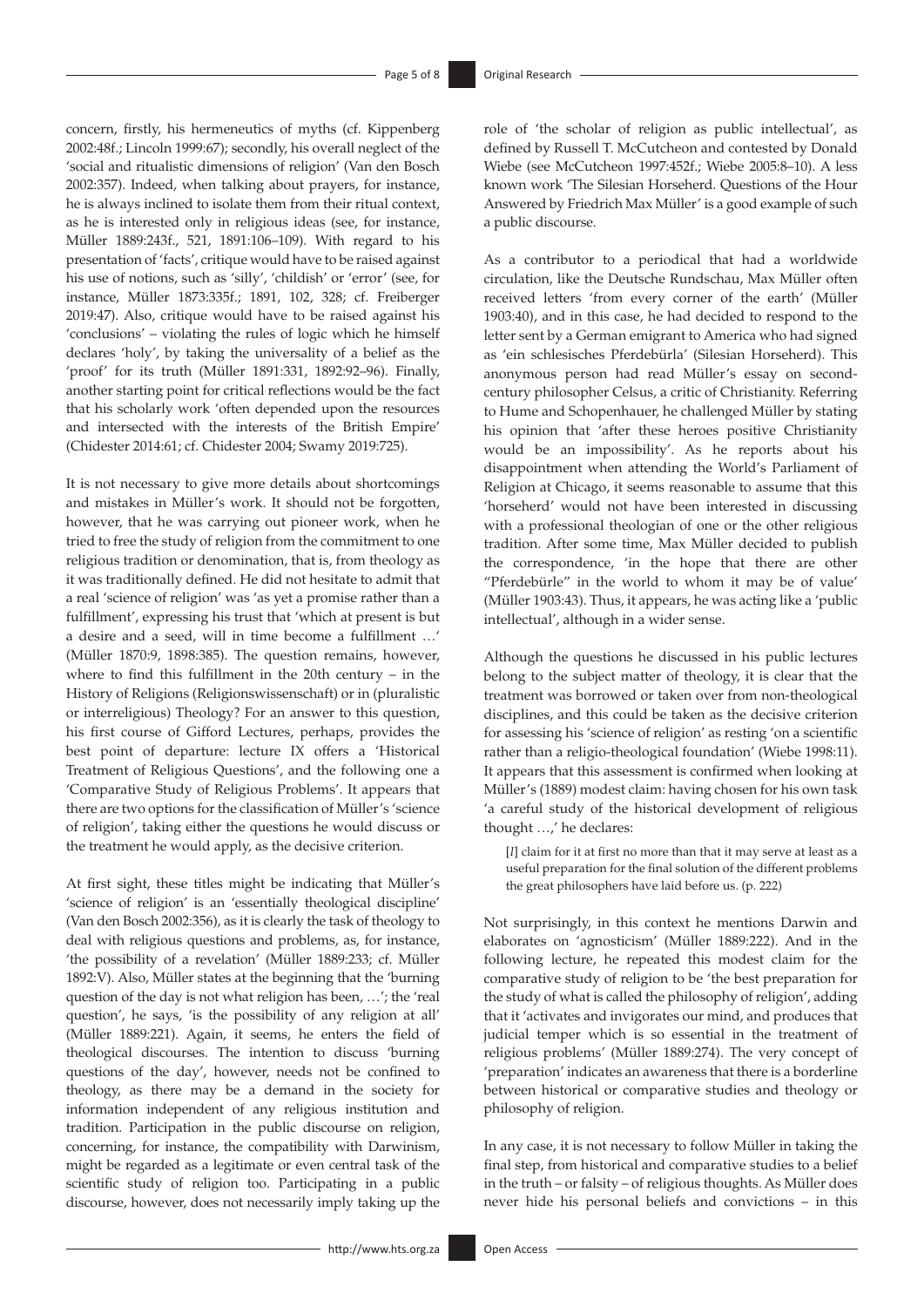concern, firstly, his hermeneutics of myths (cf. Kippenberg 2002:48f.; Lincoln 1999:67); secondly, his overall neglect of the 'social and ritualistic dimensions of religion' (Van den Bosch 2002:357). Indeed, when talking about prayers, for instance, he is always inclined to isolate them from their ritual context, as he is interested only in religious ideas (see, for instance, Müller 1889:243f., 521, 1891:106–109). With regard to his presentation of 'facts', critique would have to be raised against his use of notions, such as 'silly', 'childish' or 'error' (see, for instance, Müller 1873:335f.; 1891, 102, 328; cf. Freiberger 2019:47). Also, critique would have to be raised against his 'conclusions' – violating the rules of logic which he himself declares 'holy', by taking the universality of a belief as the 'proof' for its truth (Müller 1891:331, 1892:92–96). Finally, another starting point for critical reflections would be the fact that his scholarly work 'often depended upon the resources and intersected with the interests of the British Empire' (Chidester 2014:61; cf. Chidester 2004; Swamy 2019:725).

It is not necessary to give more details about shortcomings and mistakes in Müller's work. It should not be forgotten, however, that he was carrying out pioneer work, when he tried to free the study of religion from the commitment to one religious tradition or denomination, that is, from theology as it was traditionally defined. He did not hesitate to admit that a real 'science of religion' was 'as yet a promise rather than a fulfillment', expressing his trust that 'which at present is but a desire and a seed, will in time become a fulfillment …' (Müller 1870:9, 1898:385). The question remains, however, where to find this fulfillment in the 20th century – in the History of Religions (Religionswissenschaft) or in (pluralistic or interreligious) Theology? For an answer to this question, his first course of Gifford Lectures, perhaps, provides the best point of departure: lecture IX offers a 'Historical Treatment of Religious Questions', and the following one a 'Comparative Study of Religious Problems'. It appears that there are two options for the classification of Müller's 'science of religion', taking either the questions he would discuss or the treatment he would apply, as the decisive criterion.

At first sight, these titles might be indicating that Müller's 'science of religion' is an 'essentially theological discipline' (Van den Bosch 2002:356), as it is clearly the task of theology to deal with religious questions and problems, as, for instance, 'the possibility of a revelation' (Müller 1889:233; cf. Müller 1892:V). Also, Müller states at the beginning that the 'burning question of the day is not what religion has been, …'; the 'real question', he says, 'is the possibility of any religion at all' (Müller 1889:221). Again, it seems, he enters the field of theological discourses. The intention to discuss 'burning questions of the day', however, needs not be confined to theology, as there may be a demand in the society for information independent of any religious institution and tradition. Participation in the public discourse on religion, concerning, for instance, the compatibility with Darwinism, might be regarded as a legitimate or even central task of the scientific study of religion too. Participating in a public discourse, however, does not necessarily imply taking up the role of 'the scholar of religion as public intellectual', as defined by Russell T. McCutcheon and contested by Donald Wiebe (see McCutcheon 1997:452f.; Wiebe 2005:8–10). A less known work 'The Silesian Horseherd. Questions of the Hour Answered by Friedrich Max Müller' is a good example of such a public discourse.

As a contributor to a periodical that had a worldwide circulation, like the Deutsche Rundschau, Max Müller often received letters 'from every corner of the earth' (Müller 1903:40), and in this case, he had decided to respond to the letter sent by a German emigrant to America who had signed as 'ein schlesisches Pferdebürla' (Silesian Horseherd). This anonymous person had read Müller's essay on second-century philosopher Celsus, a critic of Christianity. Referring to Hume and Schopenhauer, he challenged Müller by stating his opinion that 'after these heroes positive Christianity would be an impossibility'. As he reports about his disappointment when attending the World's Parliament of Religion at Chicago, it seems reasonable to assume that this 'horseherd' would not have been interested in discussing with a professional theologian of one or the other religious tradition. After some time, Max Müller decided to publish the correspondence, 'in the hope that there are other "Pferdebürle" in the world to whom it may be of value' (Müller 1903:43). Thus, it appears, he was acting like a 'public intellectual', although in a wider sense.

Although the questions he discussed in his public lectures belong to the subject matter of theology, it is clear that the treatment was borrowed or taken over from non-theological disciplines, and this could be taken as the decisive criterion for assessing his 'science of religion' as resting 'on a scientific rather than a religio-theological foundation' (Wiebe 1998:11). It appears that this assessment is confirmed when looking at Müller's (1889) modest claim: having chosen for his own task 'a careful study of the historical development of religious thought …,' he declares:

> [*I*] claim for it at first no more than that it may serve at least as a useful preparation for the final solution of the different problems the great philosophers have laid before us. (p. 222)

Not surprisingly, in this context he mentions Darwin and elaborates on 'agnosticism' (Müller 1889:222). And in the following lecture, he repeated this modest claim for the comparative study of religion to be 'the best preparation for the study of what is called the philosophy of religion', adding that it 'activates and invigorates our mind, and produces that judicial temper which is so essential in the treatment of religious problems' (Müller 1889:274). The very concept of 'preparation' indicates an awareness that there is a borderline between historical or comparative studies and theology or philosophy of religion.

In any case, it is not necessary to follow Müller in taking the final step, from historical and comparative studies to a belief in the truth – or falsity – of religious thoughts. As Müller does never hide his personal beliefs and convictions – in this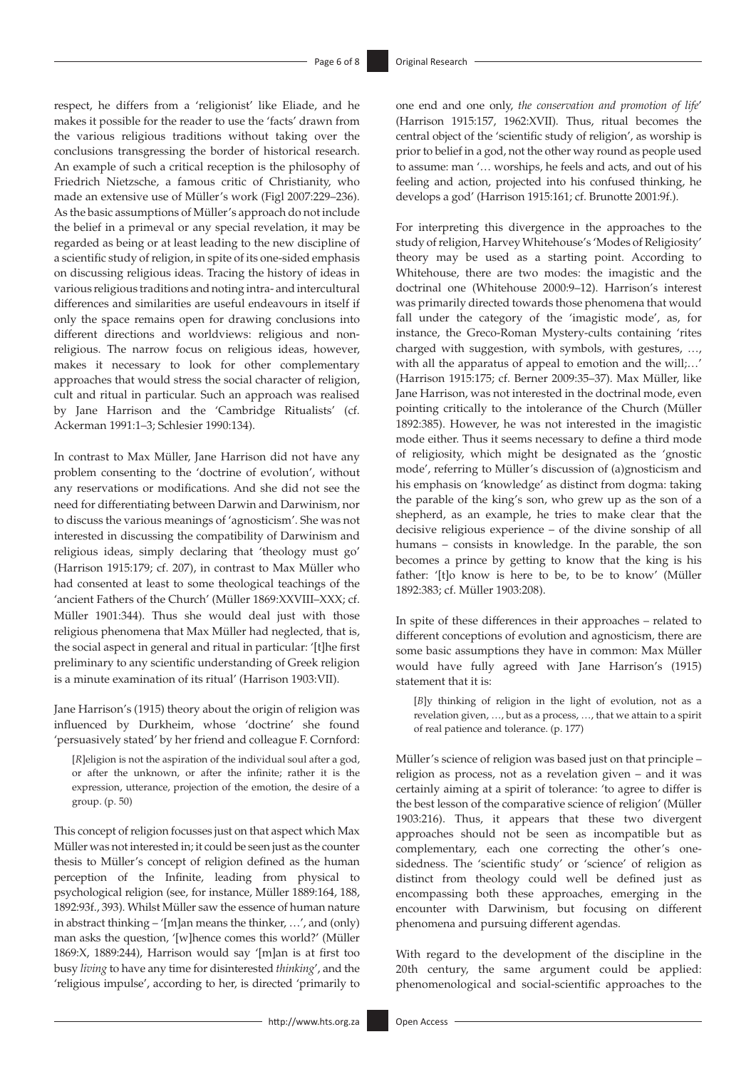respect, he differs from a 'religionist' like Eliade, and he makes it possible for the reader to use the 'facts' drawn from the various religious traditions without taking over the conclusions transgressing the border of historical research. An example of such a critical reception is the philosophy of Friedrich Nietzsche, a famous critic of Christianity, who made an extensive use of Müller's work (Figl 2007:229–236). As the basic assumptions of Müller's approach do not include the belief in a primeval or any special revelation, it may be regarded as being or at least leading to the new discipline of a scientific study of religion, in spite of its one-sided emphasis on discussing religious ideas. Tracing the history of ideas in various religious traditions and noting intra- and intercultural differences and similarities are useful endeavours in itself if only the space remains open for drawing conclusions into different directions and worldviews: religious and non-religious. The narrow focus on religious ideas, however, makes it necessary to look for other complementary approaches that would stress the social character of religion, cult and ritual in particular. Such an approach was realised by Jane Harrison and the 'Cambridge Ritualists' (cf. Ackerman 1991:1–3; Schlesier 1990:134).

In contrast to Max Müller, Jane Harrison did not have any problem consenting to the 'doctrine of evolution', without any reservations or modifications. And she did not see the need for differentiating between Darwin and Darwinism, nor to discuss the various meanings of 'agnosticism'. She was not interested in discussing the compatibility of Darwinism and religious ideas, simply declaring that 'theology must go' (Harrison 1915:179; cf. 207), in contrast to Max Müller who had consented at least to some theological teachings of the 'ancient Fathers of the Church' (Müller 1869:XXVIII–XXX; cf. Müller 1901:344). Thus she would deal just with those religious phenomena that Max Müller had neglected, that is, the social aspect in general and ritual in particular: '[t]he first preliminary to any scientific understanding of Greek religion is a minute examination of its ritual' (Harrison 1903:VII).

Jane Harrison's (1915) theory about the origin of religion was influenced by Durkheim, whose 'doctrine' she found 'persuasively stated' by her friend and colleague F. Cornford:

> [*R*]eligion is not the aspiration of the individual soul after a god, or after the unknown, or after the infinite; rather it is the expression, utterance, projection of the emotion, the desire of a group. (p. 50)

This concept of religion focusses just on that aspect which Max Müller was not interested in; it could be seen just as the counter thesis to Müller's concept of religion defined as the human perception of the Infinite, leading from physical to psychological religion (see, for instance, Müller 1889:164, 188, 1892:93f., 393). Whilst Müller saw the essence of human nature in abstract thinking – '[m]an means the thinker, …', and (only) man asks the question, '[w]hence comes this world?' (Müller 1869:X, 1889:244), Harrison would say '[m]an is at first too busy *living* to have any time for disinterested *thinking*', and the 'religious impulse', according to her, is directed 'primarily to one end and one only, *the conservation and promotion of life*' (Harrison 1915:157, 1962:XVII). Thus, ritual becomes the central object of the 'scientific study of religion', as worship is prior to belief in a god, not the other way round as people used to assume: man '… worships, he feels and acts, and out of his feeling and action, projected into his confused thinking, he develops a god' (Harrison 1915:161; cf. Brunotte 2001:9f.).

For interpreting this divergence in the approaches to the study of religion, Harvey Whitehouse's 'Modes of Religiosity' theory may be used as a starting point. According to Whitehouse, there are two modes: the imagistic and the doctrinal one (Whitehouse 2000:9–12). Harrison's interest was primarily directed towards those phenomena that would fall under the category of the 'imagistic mode', as, for instance, the Greco-Roman Mystery-cults containing 'rites charged with suggestion, with symbols, with gestures, …, with all the apparatus of appeal to emotion and the will;…' (Harrison 1915:175; cf. Berner 2009:35–37). Max Müller, like Jane Harrison, was not interested in the doctrinal mode, even pointing critically to the intolerance of the Church (Müller 1892:385). However, he was not interested in the imagistic mode either. Thus it seems necessary to define a third mode of religiosity, which might be designated as the 'gnostic mode', referring to Müller's discussion of (a)gnosticism and his emphasis on 'knowledge' as distinct from dogma: taking the parable of the king's son, who grew up as the son of a shepherd, as an example, he tries to make clear that the decisive religious experience – of the divine sonship of all humans – consists in knowledge. In the parable, the son becomes a prince by getting to know that the king is his father: '[t]o know is here to be, to be to know' (Müller 1892:383; cf. Müller 1903:208).

In spite of these differences in their approaches – related to different conceptions of evolution and agnosticism, there are some basic assumptions they have in common: Max Müller would have fully agreed with Jane Harrison's (1915) statement that it is:

> [*B*]y thinking of religion in the light of evolution, not as a revelation given, …, but as a process, …, that we attain to a spirit of real patience and tolerance. (p. 177)

Müller's science of religion was based just on that principle – religion as process, not as a revelation given – and it was certainly aiming at a spirit of tolerance: 'to agree to differ is the best lesson of the comparative science of religion' (Müller 1903:216). Thus, it appears that these two divergent approaches should not be seen as incompatible but as complementary, each one correcting the other's one-sidedness. The 'scientific study' or 'science' of religion as distinct from theology could well be defined just as encompassing both these approaches, emerging in the encounter with Darwinism, but focusing on different phenomena and pursuing different agendas.

With regard to the development of the discipline in the 20th century, the same argument could be applied: phenomenological and social-scientific approaches to the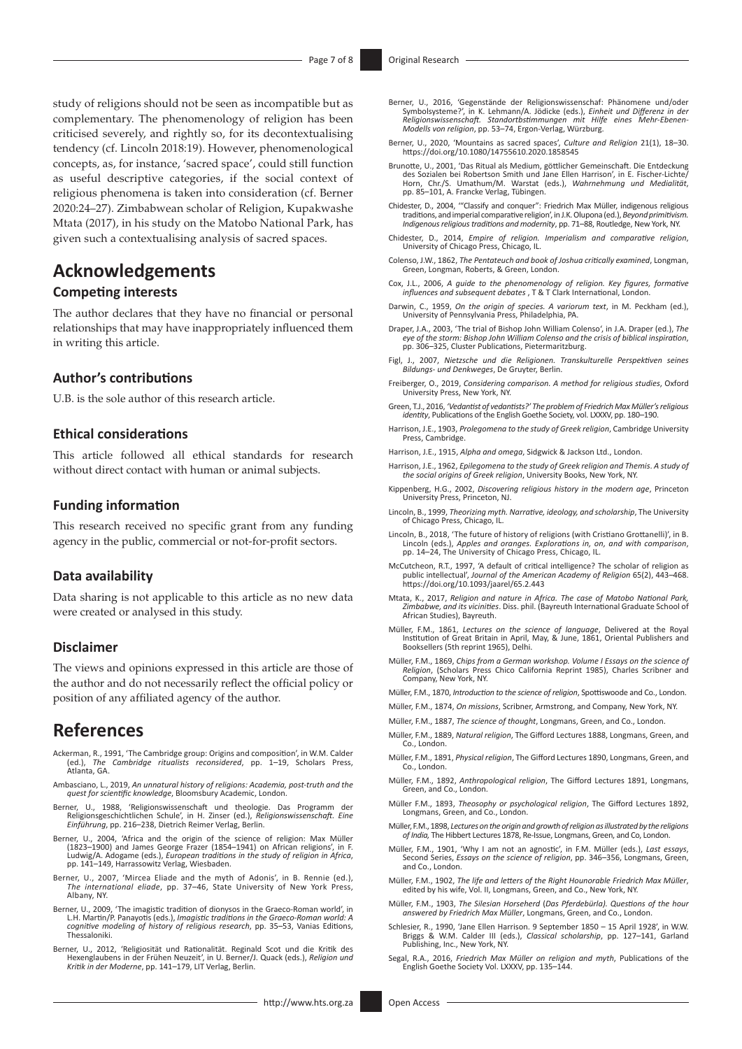study of religions should not be seen as incompatible but as complementary. The phenomenology of religion has been criticised severely, and rightly so, for its decontextualising tendency (cf. Lincoln 2018:19). However, phenomenological concepts, as, for instance, 'sacred space', could still function as useful descriptive categories, if the social context of religious phenomena is taken into consideration (cf. Berner 2020:24–27). Zimbabwean scholar of Religion, Kupakwashe Mtata (2017), in his study on the Matobo National Park, has given such a contextualising analysis of sacred spaces.

# Acknowledgements

## Competing interests

The author declares that they have no financial or personal relationships that may have inappropriately influenced them in writing this article.

## Author's contributions

U.B. is the sole author of this research article.

## Ethical considerations

This article followed all ethical standards for research without direct contact with human or animal subjects.

## Funding information

This research received no specific grant from any funding agency in the public, commercial or not-for-profit sectors.

## Data availability

Data sharing is not applicable to this article as no new data were created or analysed in this study.

## Disclaimer

The views and opinions expressed in this article are those of the author and do not necessarily reflect the official policy or position of any affiliated agency of the author.

# References

Ackerman, R., 1991, 'The Cambridge group: Origins and composition', in W.M. Calder (ed.), *The Cambridge ritualists reconsidered*, pp. 1–19, Scholars Press, Atlanta, GA.

Ambasciano, L., 2019, *An unnatural history of religions: Academia, post-truth and the quest for scientific knowledge*, Bloomsbury Academic, London.

Berner, U., 1988, 'Religionswissenschaft und theologie. Das Programm der Religionsgeschichtlichen Schule', in H. Zinser (ed.), *Religionswissenschaft. Eine Einführung*, pp. 216–238, Dietrich Reimer Verlag, Berlin.

Berner, U., 2004, 'Africa and the origin of the science of religion: Max Müller (1823–1900) and James George Frazer (1854–1941) on African religions', in F. Ludwig/A. Adogame (eds.), *European traditions in the study of religion in Africa*, pp. 141–149, Harrassowitz Verlag, Wiesbaden.

Berner, U., 2007, 'Mircea Eliade and the myth of Adonis', in B. Rennie (ed.), *The international eliade*, pp. 37–46, State University of New York Press, Albany, NY.

Berner, U., 2009, 'The imagistic tradition of dionysos in the Graeco-Roman world', in L.H. Martin/P. Panayotis (eds.), *Imagistic traditions in the Graeco-Roman world: A cognitive modeling of history of religious research*, pp. 35–53, Vanias Editions, Thessaloniki.

Berner, U., 2012, 'Religiosität und Rationalität. Reginald Scot und die Kritik des Hexenglaubens in der Frühen Neuzeit', in U. Berner/J. Quack (eds.), *Religion und Kritik in der Moderne*, pp. 141–179, LIT Verlag, Berlin.

Berner, U., 2016, 'Gegenstände der Religionswissenschaf: Phänomene und/oder Symbolsysteme?', in K. Lehmann/A. Jödicke (eds.), *Einheit und Differenz in der Religionswissenschaft. Standortbstimmungen mit Hilfe eines Mehr-Ebenen-Modells von religion*, pp. 53–74, Ergon-Verlag, Würzburg.

Berner, U., 2020, 'Mountains as sacred spaces', *Culture and Religion* 21(1), 18–30. https://doi.org/10.1080/14755610.2020.1858545

Brunotte, U., 2001, 'Das Ritual als Medium, göttlicher Gemeinschaft. Die Entdeckung des Sozialen bei Robertson Smith und Jane Ellen Harrison', in E. Fischer-Lichte/Horn, Chr./S. Umathum/M. Warstat (eds.), *Wahrnehmung und Medialität*, pp. 85–101, A. Francke Verlag, Tübingen.

Chidester, D., 2004, '"Classify and conquer": Friedrich Max Müller, indigenous religious traditions, and imperial comparative religion', in J.K. Olupona (ed.), *Beyond primitivism. Indigenous religious traditions and modernity*, pp. 71–88, Routledge, New York, NY.

Chidester, D., 2014, *Empire of religion. Imperialism and comparative religion*, University of Chicago Press, Chicago, IL.

Colenso, J.W., 1862, *The Pentateuch and book of Joshua critically examined*, Longman, Green, Longman, Roberts, & Green, London.

Cox, J.L., 2006, *A guide to the phenomenology of religion. Key figures, formative influences and subsequent debates* , T & T Clark International, London.

Darwin, C., 1959, *On the origin of species. A variorum text*, in M. Peckham (ed.), University of Pennsylvania Press, Philadelphia, PA.

Draper, J.A., 2003, 'The trial of Bishop John William Colenso', in J.A. Draper (ed.), *The eye of the storm: Bishop John William Colenso and the crisis of biblical inspiration*, pp. 306–325, Cluster Publications, Pietermaritzburg.

Figl, J., 2007, *Nietzsche und die Religionen. Transkulturelle Perspektiven seines Bildungs- und Denkweges*, De Gruyter, Berlin.

Freiberger, O., 2019, *Considering comparison. A method for religious studies*, Oxford University Press, New York, NY.

Green, T.J., 2016, *'Vedantist of vedantists?' The problem of Friedrich Max Müller's religious identity*, Publications of the English Goethe Society, vol. LXXXV, pp. 180–190.

Harrison, J.E., 1903, *Prolegomena to the study of Greek religion*, Cambridge University Press, Cambridge.

Harrison, J.E., 1915, *Alpha and omega*, Sidgwick & Jackson Ltd., London.

Harrison, J.E., 1962, *Epilegomena to the study of Greek religion and Themis. A study of the social origins of Greek religion*, University Books, New York, NY.

Kippenberg, H.G., 2002, *Discovering religious history in the modern age*, Princeton University Press, Princeton, NJ.

Lincoln, B., 1999, *Theorizing myth. Narrative, ideology, and scholarship*, The University of Chicago Press, Chicago, IL.

Lincoln, B., 2018, 'The future of history of religions (with Cristiano Grottanelli)', in B. Lincoln (eds.), *Apples and oranges. Explorations in, on, and with comparison*, pp. 14–24, The University of Chicago Press, Chicago, IL.

McCutcheon, R.T., 1997, 'A default of critical intelligence? The scholar of religion as public intellectual', *Journal of the American Academy of Religion* 65(2), 443–468. https://doi.org/10.1093/jaarel/65.2.443

Mtata, K., 2017, *Religion and nature in Africa. The case of Matobo National Park, Zimbabwe, and its vicinities*. Diss. phil. (Bayreuth International Graduate School of African Studies), Bayreuth.

Müller, F.M., 1861, *Lectures on the science of language*, Delivered at the Royal Institution of Great Britain in April, May, & June, 1861, Oriental Publishers and Booksellers (5th reprint 1965), Delhi.

Müller, F.M., 1869, *Chips from a German workshop. Volume I Essays on the science of Religion*, (Scholars Press Chico California Reprint 1985), Charles Scribner and Company, New York, NY.

Müller, F.M., 1870, *Introduction to the science of religion*, Spottiswoode and Co., London.

Müller, F.M., 1874, *On missions*, Scribner, Armstrong, and Company, New York, NY.

Müller, F.M., 1887, *The science of thought*, Longmans, Green, and Co., London.

Müller, F.M., 1889, *Natural religion*, The Gifford Lectures 1888, Longmans, Green, and Co., London.

Müller, F.M., 1891, *Physical religion*, The Gifford Lectures 1890, Longmans, Green, and Co., London.

Müller, F.M., 1892, *Anthropological religion*, The Gifford Lectures 1891, Longmans, Green, and Co., London.

Müller F.M., 1893, *Theosophy or psychological religion*, The Gifford Lectures 1892, Longmans, Green, and Co., London.

Müller, F.M., 1898, *Lectures on the origin and growth of religion as illustrated by the religions of India,* The Hibbert Lectures 1878, Re-Issue, Longmans, Green, and Co, London.

Müller, F.M., 1901, 'Why I am not an agnostic', in F.M. Müller (eds.), *Last essays*, Second Series, *Essays on the science of religion*, pp. 346–356, Longmans, Green, and Co., London.

Müller, F.M., 1902, *The life and letters of the Right Hounorable Friedrich Max Müller*, edited by his wife, Vol. II, Longmans, Green, and Co., New York, NY.

Müller, F.M., 1903, *The Silesian Horseherd* (*Das Pferdebürla). Questions of the hour answered by Friedrich Max Müller*, Longmans, Green, and Co., London.

Schlesier, R., 1990, 'Jane Ellen Harrison. 9 September 1850 – 15 April 1928', in W.W. Briggs & W.M. Calder III (eds.), *Classical scholarship*, pp. 127–141, Garland Publishing, Inc., New York, NY.

Segal, R.A., 2016, *Friedrich Max Müller on religion and myth*, Publications of the English Goethe Society Vol. LXXXV, pp. 135–144.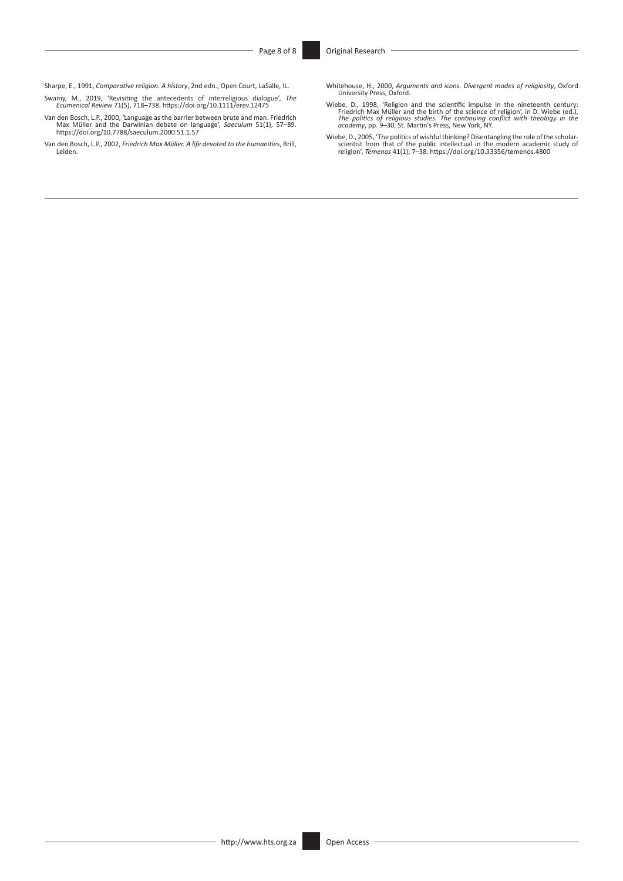Sharpe, E., 1991, *Comparative religion. A history*, 2nd edn., Open Court, LaSalle, IL.

Swamy, M., 2019, 'Revisiting the antecedents of interreligious dialogue', *The Ecumenical Review* 71(5), 718–738. https://doi.org/10.1111/erev.12475

Van den Bosch, L.P., 2000, 'Language as the barrier between brute and man. Friedrich Max Müller and the Darwinian debate on language', *Saeculum* 51(1), 57–89. https://doi.org/10.7788/saeculum.2000.51.1.57

Van den Bosch, L.P., 2002, *Friedrich Max Müller. A life devoted to the humanities*, Brill, Leiden.

Whitehouse, H., 2000, *Arguments and icons. Divergent modes of religiosity*, Oxford University Press, Oxford.

Wiebe, D., 1998, 'Religion and the scientific impulse in the nineteenth century: Friedrich Max Müller and the birth of the science of religion', in D. Wiebe (ed.), *The politics of religious studies. The continuing conflict with theology in the academy*, pp. 9–30, St. Martin's Press, New York, NY.

Wiebe, D., 2005, 'The politics of wishful thinking? Disentangling the role of the scholar-scientist from that of the public intellectual in the modern academic study of religion', *Temenos* 41(1), 7–38. https://doi.org/10.33356/temenos.4800